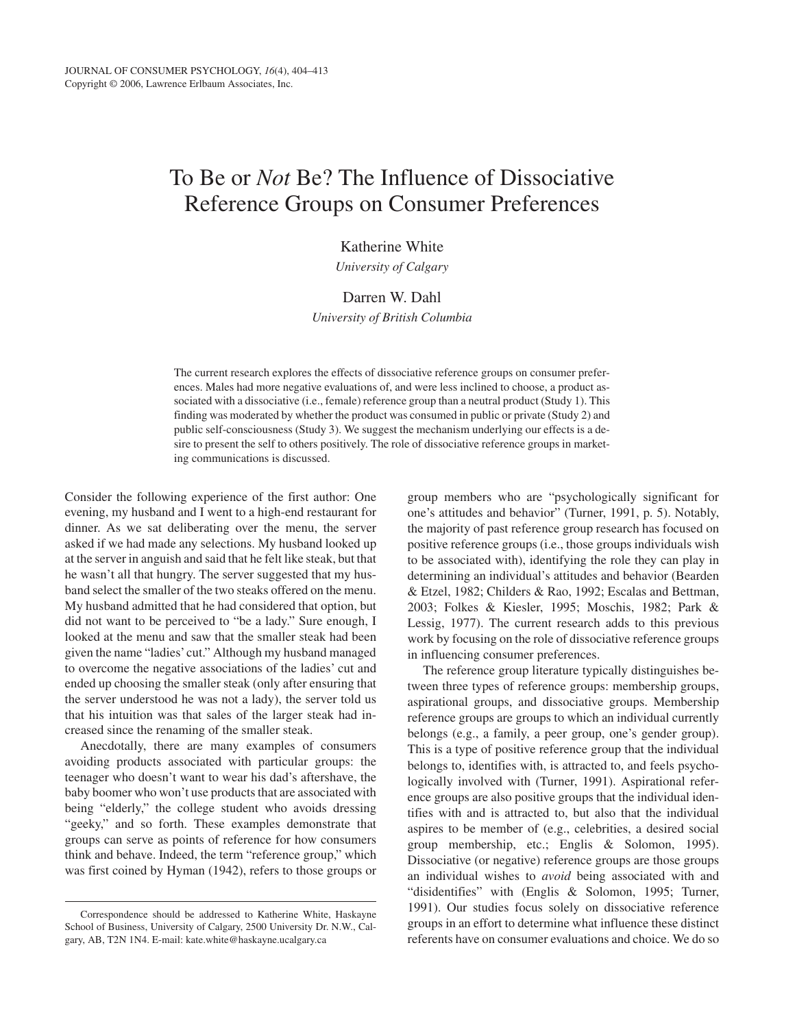# To Be or *Not* Be? The Influence of Dissociative Reference Groups on Consumer Preferences

Katherine White
*University of Calgary*

Darren W. Dahl
*University of British Columbia*

The current research explores the effects of dissociative reference groups on consumer preferences. Males had more negative evaluations of, and were less inclined to choose, a product associated with a dissociative (i.e., female) reference group than a neutral product (Study 1). This finding was moderated by whether the product was consumed in public or private (Study 2) and public self-consciousness (Study 3). We suggest the mechanism underlying our effects is a desire to present the self to others positively. The role of dissociative reference groups in marketing communications is discussed.

Consider the following experience of the first author: One evening, my husband and I went to a high-end restaurant for dinner. As we sat deliberating over the menu, the server asked if we had made any selections. My husband looked up at the server in anguish and said that he felt like steak, but that he wasn't all that hungry. The server suggested that my husband select the smaller of the two steaks offered on the menu. My husband admitted that he had considered that option, but did not want to be perceived to "be a lady." Sure enough, I looked at the menu and saw that the smaller steak had been given the name "ladies' cut." Although my husband managed to overcome the negative associations of the ladies' cut and ended up choosing the smaller steak (only after ensuring that the server understood he was not a lady), the server told us that his intuition was that sales of the larger steak had increased since the renaming of the smaller steak.

Anecdotally, there are many examples of consumers avoiding products associated with particular groups: the teenager who doesn't want to wear his dad's aftershave, the baby boomer who won't use products that are associated with being "elderly," the college student who avoids dressing "geeky," and so forth. These examples demonstrate that groups can serve as points of reference for how consumers think and behave. Indeed, the term "reference group," which was first coined by Hyman (1942), refers to those groups or group members who are "psychologically significant for one's attitudes and behavior" (Turner, 1991, p. 5). Notably, the majority of past reference group research has focused on positive reference groups (i.e., those groups individuals wish to be associated with), identifying the role they can play in determining an individual's attitudes and behavior (Bearden & Etzel, 1982; Childers & Rao, 1992; Escalas and Bettman, 2003; Folkes & Kiesler, 1995; Moschis, 1982; Park & Lessig, 1977). The current research adds to this previous work by focusing on the role of dissociative reference groups in influencing consumer preferences.

The reference group literature typically distinguishes between three types of reference groups: membership groups, aspirational groups, and dissociative groups. Membership reference groups are groups to which an individual currently belongs (e.g., a family, a peer group, one's gender group). This is a type of positive reference group that the individual belongs to, identifies with, is attracted to, and feels psychologically involved with (Turner, 1991). Aspirational reference groups are also positive groups that the individual identifies with and is attracted to, but also that the individual aspires to be member of (e.g., celebrities, a desired social group membership, etc.; Englis & Solomon, 1995). Dissociative (or negative) reference groups are those groups an individual wishes to *avoid* being associated with and "disidentifies" with (Englis & Solomon, 1995; Turner, 1991). Our studies focus solely on dissociative reference groups in an effort to determine what influence these distinct referents have on consumer evaluations and choice. We do so

Correspondence should be addressed to Katherine White, Haskayne School of Business, University of Calgary, 2500 University Dr. N.W., Calgary, AB, T2N 1N4. E-mail: kate.white@haskayne.ucalgary.ca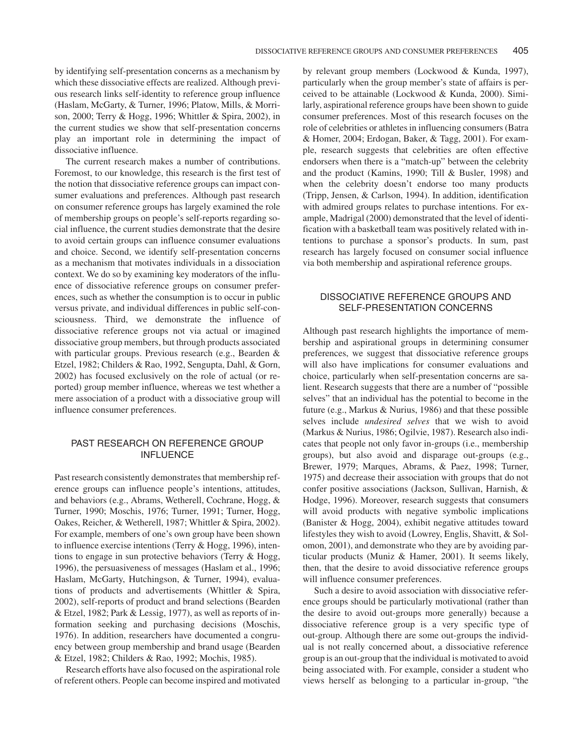by identifying self-presentation concerns as a mechanism by which these dissociative effects are realized. Although previous research links self-identity to reference group influence (Haslam, McGarty, & Turner, 1996; Platow, Mills, & Morrison, 2000; Terry & Hogg, 1996; Whittler & Spira, 2002), in the current studies we show that self-presentation concerns play an important role in determining the impact of dissociative influence.

The current research makes a number of contributions. Foremost, to our knowledge, this research is the first test of the notion that dissociative reference groups can impact consumer evaluations and preferences. Although past research on consumer reference groups has largely examined the role of membership groups on people's self-reports regarding social influence, the current studies demonstrate that the desire to avoid certain groups can influence consumer evaluations and choice. Second, we identify self-presentation concerns as a mechanism that motivates individuals in a dissociation context. We do so by examining key moderators of the influence of dissociative reference groups on consumer preferences, such as whether the consumption is to occur in public versus private, and individual differences in public self-consciousness. Third, we demonstrate the influence of dissociative reference groups not via actual or imagined dissociative group members, but through products associated with particular groups. Previous research (e.g., Bearden & Etzel, 1982; Childers & Rao, 1992, Sengupta, Dahl, & Gorn, 2002) has focused exclusively on the role of actual (or reported) group member influence, whereas we test whether a mere association of a product with a dissociative group will influence consumer preferences.

## PAST RESEARCH ON REFERENCE GROUP INFLUENCE

Past research consistently demonstrates that membership reference groups can influence people's intentions, attitudes, and behaviors (e.g., Abrams, Wetherell, Cochrane, Hogg, & Turner, 1990; Moschis, 1976; Turner, 1991; Turner, Hogg, Oakes, Reicher, & Wetherell, 1987; Whittler & Spira, 2002). For example, members of one's own group have been shown to influence exercise intentions (Terry & Hogg, 1996), intentions to engage in sun protective behaviors (Terry & Hogg, 1996), the persuasiveness of messages (Haslam et al., 1996; Haslam, McGarty, Hutchingson, & Turner, 1994), evaluations of products and advertisements (Whittler & Spira, 2002), self-reports of product and brand selections (Bearden & Etzel, 1982; Park & Lessig, 1977), as well as reports of information seeking and purchasing decisions (Moschis, 1976). In addition, researchers have documented a congruency between group membership and brand usage (Bearden & Etzel, 1982; Childers & Rao, 1992; Mochis, 1985).

Research efforts have also focused on the aspirational role of referent others. People can become inspired and motivated by relevant group members (Lockwood & Kunda, 1997), particularly when the group member's state of affairs is perceived to be attainable (Lockwood & Kunda, 2000). Similarly, aspirational reference groups have been shown to guide consumer preferences. Most of this research focuses on the role of celebrities or athletes in influencing consumers (Batra & Homer, 2004; Erdogan, Baker, & Tagg, 2001). For example, research suggests that celebrities are often effective endorsers when there is a "match-up" between the celebrity and the product (Kamins, 1990; Till & Busler, 1998) and when the celebrity doesn't endorse too many products (Tripp, Jensen, & Carlson, 1994). In addition, identification with admired groups relates to purchase intentions. For example, Madrigal (2000) demonstrated that the level of identification with a basketball team was positively related with intentions to purchase a sponsor's products. In sum, past research has largely focused on consumer social influence via both membership and aspirational reference groups.

## DISSOCIATIVE REFERENCE GROUPS AND SELF-PRESENTATION CONCERNS

Although past research highlights the importance of membership and aspirational groups in determining consumer preferences, we suggest that dissociative reference groups will also have implications for consumer evaluations and choice, particularly when self-presentation concerns are salient. Research suggests that there are a number of "possible selves" that an individual has the potential to become in the future (e.g., Markus & Nurius, 1986) and that these possible selves include *undesired selves* that we wish to avoid (Markus & Nurius, 1986; Ogilvie, 1987). Research also indicates that people not only favor in-groups (i.e., membership groups), but also avoid and disparage out-groups (e.g., Brewer, 1979; Marques, Abrams, & Paez, 1998; Turner, 1975) and decrease their association with groups that do not confer positive associations (Jackson, Sullivan, Harnish, & Hodge, 1996). Moreover, research suggests that consumers will avoid products with negative symbolic implications (Banister & Hogg, 2004), exhibit negative attitudes toward lifestyles they wish to avoid (Lowrey, Englis, Shavitt, & Solomon, 2001), and demonstrate who they are by avoiding particular products (Muniz & Hamer, 2001). It seems likely, then, that the desire to avoid dissociative reference groups will influence consumer preferences.

Such a desire to avoid association with dissociative reference groups should be particularly motivational (rather than the desire to avoid out-groups more generally) because a dissociative reference group is a very specific type of out-group. Although there are some out-groups the individual is not really concerned about, a dissociative reference group is an out-group that the individual is motivated to avoid being associated with. For example, consider a student who views herself as belonging to a particular in-group, "the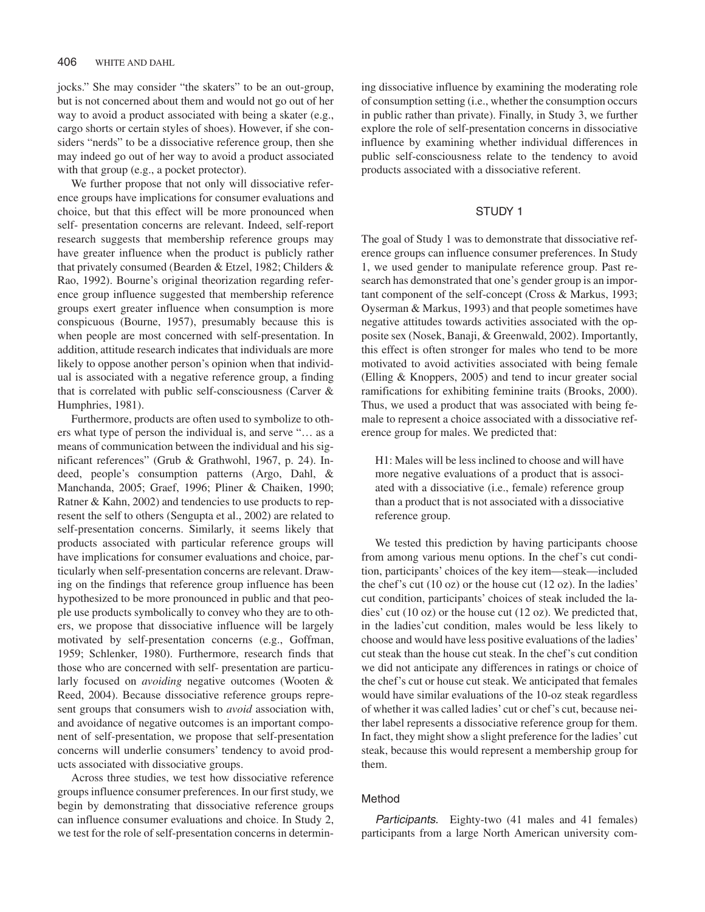jocks." She may consider "the skaters" to be an out-group, but is not concerned about them and would not go out of her way to avoid a product associated with being a skater (e.g., cargo shorts or certain styles of shoes). However, if she considers "nerds" to be a dissociative reference group, then she may indeed go out of her way to avoid a product associated with that group (e.g., a pocket protector).

We further propose that not only will dissociative reference groups have implications for consumer evaluations and choice, but that this effect will be more pronounced when self- presentation concerns are relevant. Indeed, self-report research suggests that membership reference groups may have greater influence when the product is publicly rather that privately consumed (Bearden & Etzel, 1982; Childers & Rao, 1992). Bourne's original theorization regarding reference group influence suggested that membership reference groups exert greater influence when consumption is more conspicuous (Bourne, 1957), presumably because this is when people are most concerned with self-presentation. In addition, attitude research indicates that individuals are more likely to oppose another person's opinion when that individual is associated with a negative reference group, a finding that is correlated with public self-consciousness (Carver & Humphries, 1981).

Furthermore, products are often used to symbolize to others what type of person the individual is, and serve "… as a means of communication between the individual and his significant references" (Grub & Grathwohl, 1967, p. 24). Indeed, people's consumption patterns (Argo, Dahl, & Manchanda, 2005; Graef, 1996; Pliner & Chaiken, 1990; Ratner & Kahn, 2002) and tendencies to use products to represent the self to others (Sengupta et al., 2002) are related to self-presentation concerns. Similarly, it seems likely that products associated with particular reference groups will have implications for consumer evaluations and choice, particularly when self-presentation concerns are relevant. Drawing on the findings that reference group influence has been hypothesized to be more pronounced in public and that people use products symbolically to convey who they are to others, we propose that dissociative influence will be largely motivated by self-presentation concerns (e.g., Goffman, 1959; Schlenker, 1980). Furthermore, research finds that those who are concerned with self- presentation are particularly focused on *avoiding* negative outcomes (Wooten & Reed, 2004). Because dissociative reference groups represent groups that consumers wish to *avoid* association with, and avoidance of negative outcomes is an important component of self-presentation, we propose that self-presentation concerns will underlie consumers' tendency to avoid products associated with dissociative groups.

Across three studies, we test how dissociative reference groups influence consumer preferences. In our first study, we begin by demonstrating that dissociative reference groups can influence consumer evaluations and choice. In Study 2, we test for the role of self-presentation concerns in determining dissociative influence by examining the moderating role of consumption setting (i.e., whether the consumption occurs in public rather than private). Finally, in Study 3, we further explore the role of self-presentation concerns in dissociative influence by examining whether individual differences in public self-consciousness relate to the tendency to avoid products associated with a dissociative referent.

## STUDY 1

The goal of Study 1 was to demonstrate that dissociative reference groups can influence consumer preferences. In Study 1, we used gender to manipulate reference group. Past research has demonstrated that one's gender group is an important component of the self-concept (Cross & Markus, 1993; Oyserman & Markus, 1993) and that people sometimes have negative attitudes towards activities associated with the opposite sex (Nosek, Banaji, & Greenwald, 2002). Importantly, this effect is often stronger for males who tend to be more motivated to avoid activities associated with being female (Elling & Knoppers, 2005) and tend to incur greater social ramifications for exhibiting feminine traits (Brooks, 2000). Thus, we used a product that was associated with being female to represent a choice associated with a dissociative reference group for males. We predicted that:

> H1: Males will be less inclined to choose and will have more negative evaluations of a product that is associated with a dissociative (i.e., female) reference group than a product that is not associated with a dissociative reference group.

We tested this prediction by having participants choose from among various menu options. In the chef's cut condition, participants' choices of the key item—steak—included the chef's cut (10 oz) or the house cut (12 oz). In the ladies' cut condition, participants' choices of steak included the ladies' cut (10 oz) or the house cut (12 oz). We predicted that, in the ladies'cut condition, males would be less likely to choose and would have less positive evaluations of the ladies' cut steak than the house cut steak. In the chef's cut condition we did not anticipate any differences in ratings or choice of the chef's cut or house cut steak. We anticipated that females would have similar evaluations of the 10-oz steak regardless of whether it was called ladies' cut or chef's cut, because neither label represents a dissociative reference group for them. In fact, they might show a slight preference for the ladies' cut steak, because this would represent a membership group for them.

### Method

*Participants.* Eighty-two (41 males and 41 females) participants from a large North American university com-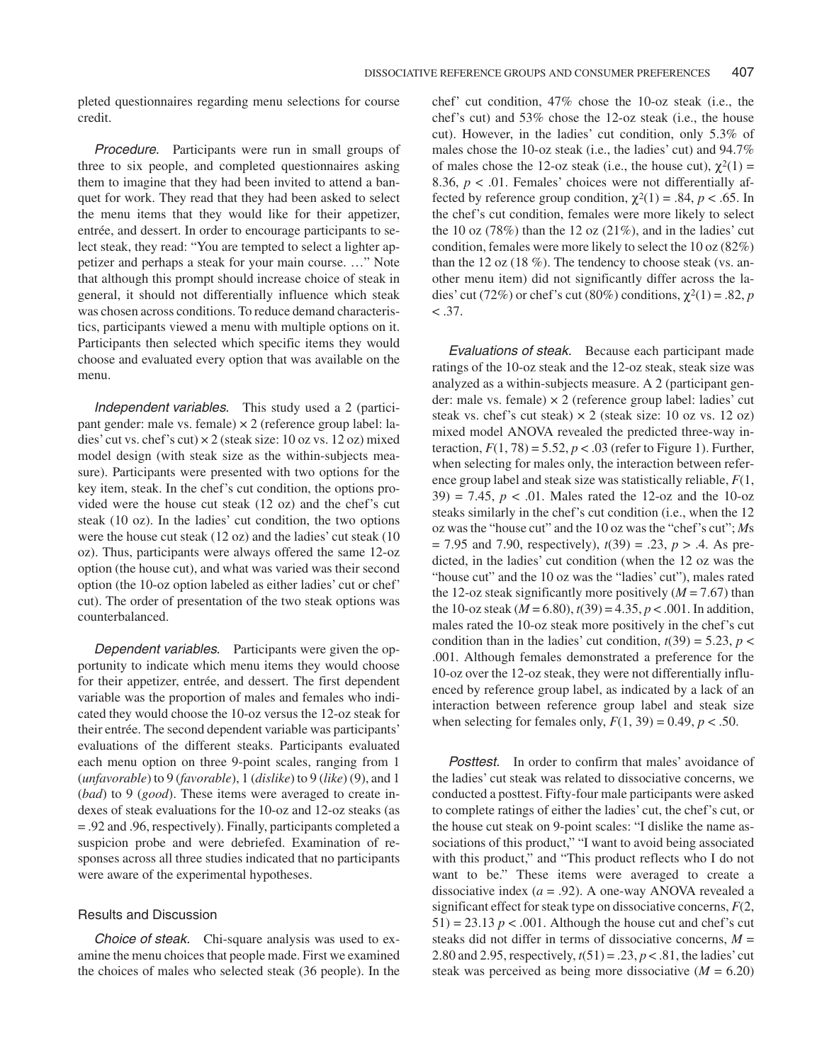pleted questionnaires regarding menu selections for course credit.

*Procedure.* Participants were run in small groups of three to six people, and completed questionnaires asking them to imagine that they had been invited to attend a banquet for work. They read that they had been asked to select the menu items that they would like for their appetizer, entrée, and dessert. In order to encourage participants to select steak, they read: "You are tempted to select a lighter appetizer and perhaps a steak for your main course. …" Note that although this prompt should increase choice of steak in general, it should not differentially influence which steak was chosen across conditions. To reduce demand characteristics, participants viewed a menu with multiple options on it. Participants then selected which specific items they would choose and evaluated every option that was available on the menu.

*Independent variables.* This study used a 2 (participant gender: male vs. female) × 2 (reference group label: ladies' cut vs. chef's cut) × 2 (steak size: 10 oz vs. 12 oz) mixed model design (with steak size as the within-subjects measure). Participants were presented with two options for the key item, steak. In the chef's cut condition, the options provided were the house cut steak (12 oz) and the chef's cut steak (10 oz). In the ladies' cut condition, the two options were the house cut steak (12 oz) and the ladies' cut steak (10 oz). Thus, participants were always offered the same 12-oz option (the house cut), and what was varied was their second option (the 10-oz option labeled as either ladies' cut or chef' cut). The order of presentation of the two steak options was counterbalanced.

*Dependent variables.* Participants were given the opportunity to indicate which menu items they would choose for their appetizer, entrée, and dessert. The first dependent variable was the proportion of males and females who indicated they would choose the 10-oz versus the 12-oz steak for their entrée. The second dependent variable was participants' evaluations of the different steaks. Participants evaluated each menu option on three 9-point scales, ranging from 1 (*unfavorable*) to 9 (*favorable*), 1 (*dislike*) to 9 (*like*) (9), and 1 (*bad*) to 9 (*good*). These items were averaged to create indexes of steak evaluations for the 10-oz and 12-oz steaks (as = .92 and .96, respectively). Finally, participants completed a suspicion probe and were debriefed. Examination of responses across all three studies indicated that no participants were aware of the experimental hypotheses.

### Results and Discussion

*Choice of steak.* Chi-square analysis was used to examine the menu choices that people made. First we examined the choices of males who selected steak (36 people). In the chef' cut condition, 47% chose the 10-oz steak (i.e., the chef's cut) and 53% chose the 12-oz steak (i.e., the house cut). However, in the ladies' cut condition, only 5.3% of males chose the 10-oz steak (i.e., the ladies' cut) and 94.7% of males chose the 12-oz steak (i.e., the house cut), $\chi^2(1) = 8.36$, $p < .01$. Females' choices were not differentially affected by reference group condition, $\chi^2(1) = .84$, $p < .65$. In the chef's cut condition, females were more likely to select the 10 oz (78%) than the 12 oz (21%), and in the ladies' cut condition, females were more likely to select the 10 oz (82%) than the 12 oz (18 %). The tendency to choose steak (vs. another menu item) did not significantly differ across the ladies' cut (72%) or chef's cut (80%) conditions, $\chi^2(1) = .82$, $p < .37$.

*Evaluations of steak.* Because each participant made ratings of the 10-oz steak and the 12-oz steak, steak size was analyzed as a within-subjects measure. A 2 (participant gender: male vs. female) × 2 (reference group label: ladies' cut steak vs. chef's cut steak) × 2 (steak size: 10 oz vs. 12 oz) mixed model ANOVA revealed the predicted three-way interaction, $F(1, 78) = 5.52$, $p < .03$ (refer to Figure 1). Further, when selecting for males only, the interaction between reference group label and steak size was statistically reliable, $F(1, 39) = 7.45$, $p < .01$. Males rated the 12-oz and the 10-oz steaks similarly in the chef's cut condition (i.e., when the 12 oz was the "house cut" and the 10 oz was the "chef's cut"; $M$s = 7.95 and 7.90, respectively), $t(39) = .23$, $p > .4$. As predicted, in the ladies' cut condition (when the 12 oz was the "house cut" and the 10 oz was the "ladies' cut"), males rated the 12-oz steak significantly more positively ($M = 7.67$) than the 10-oz steak ($M = 6.80$), $t(39) = 4.35$, $p < .001$. In addition, males rated the 10-oz steak more positively in the chef's cut condition than in the ladies' cut condition, $t(39) = 5.23$, $p < .001$. Although females demonstrated a preference for the 10-oz over the 12-oz steak, they were not differentially influenced by reference group label, as indicated by a lack of an interaction between reference group label and steak size when selecting for females only, $F(1, 39) = 0.49$, $p < .50$.

*Posttest.* In order to confirm that males' avoidance of the ladies' cut steak was related to dissociative concerns, we conducted a posttest. Fifty-four male participants were asked to complete ratings of either the ladies' cut, the chef's cut, or the house cut steak on 9-point scales: "I dislike the name associations of this product," "I want to avoid being associated with this product," and "This product reflects who I do not want to be." These items were averaged to create a dissociative index ($a = .92$). A one-way ANOVA revealed a significant effect for steak type on dissociative concerns, $F(2, 51) = 23.13$ $p < .001$. Although the house cut and chef's cut steaks did not differ in terms of dissociative concerns, $M$ = 2.80 and 2.95, respectively, $t(51) = .23$, $p < .81$, the ladies' cut steak was perceived as being more dissociative ($M = 6.20$)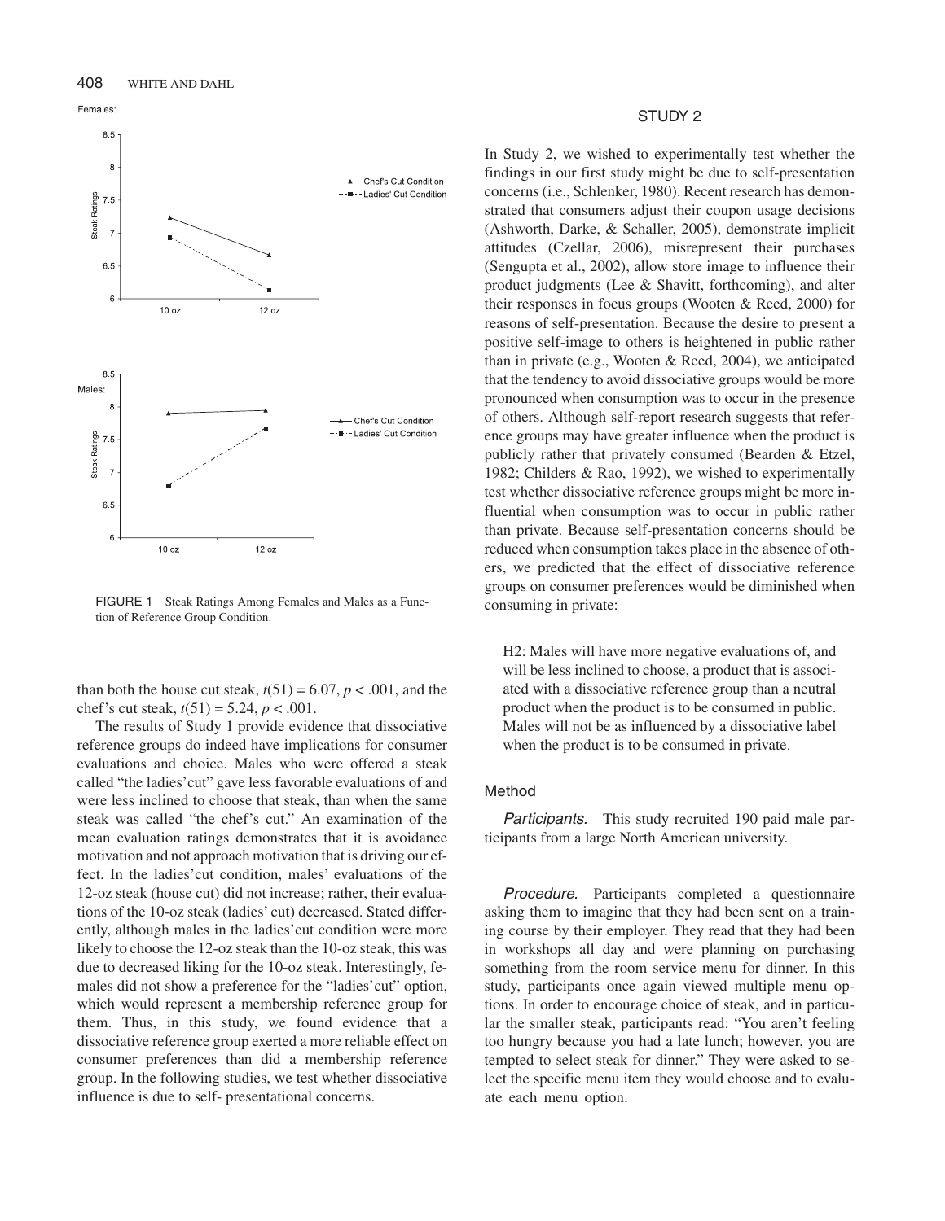FIGURE 1 Steak Ratings Among Females and Males as a Function of Reference Group Condition.

than both the house cut steak, $t(51) = 6.07$, $p < .001$, and the chef's cut steak, $t(51) = 5.24$, $p < .001$.

The results of Study 1 provide evidence that dissociative reference groups do indeed have implications for consumer evaluations and choice. Males who were offered a steak called "the ladies' cut" gave less favorable evaluations of and were less inclined to choose that steak, than when the same steak was called "the chef's cut." An examination of the mean evaluation ratings demonstrates that it is avoidance motivation and not approach motivation that is driving our effect. In the ladies' cut condition, males' evaluations of the 12-oz steak (house cut) did not increase; rather, their evaluations of the 10-oz steak (ladies' cut) decreased. Stated differently, although males in the ladies' cut condition were more likely to choose the 12-oz steak than the 10-oz steak, this was due to decreased liking for the 10-oz steak. Interestingly, females did not show a preference for the "ladies' cut" option, which would represent a membership reference group for them. Thus, in this study, we found evidence that a dissociative reference group exerted a more reliable effect on consumer preferences than did a membership reference group. In the following studies, we test whether dissociative influence is due to self- presentational concerns.

## STUDY 2

In Study 2, we wished to experimentally test whether the findings in our first study might be due to self-presentation concerns (i.e., Schlenker, 1980). Recent research has demonstrated that consumers adjust their coupon usage decisions (Ashworth, Darke, & Schaller, 2005), demonstrate implicit attitudes (Czellar, 2006), misrepresent their purchases (Sengupta et al., 2002), allow store image to influence their product judgments (Lee & Shavitt, forthcoming), and alter their responses in focus groups (Wooten & Reed, 2000) for reasons of self-presentation. Because the desire to present a positive self-image to others is heightened in public rather than in private (e.g., Wooten & Reed, 2004), we anticipated that the tendency to avoid dissociative groups would be more pronounced when consumption was to occur in the presence of others. Although self-report research suggests that reference groups may have greater influence when the product is publicly rather that privately consumed (Bearden & Etzel, 1982; Childers & Rao, 1992), we wished to experimentally test whether dissociative reference groups might be more influential when consumption was to occur in public rather than private. Because self-presentation concerns should be reduced when consumption takes place in the absence of others, we predicted that the effect of dissociative reference groups on consumer preferences would be diminished when consuming in private:

> H2: Males will have more negative evaluations of, and will be less inclined to choose, a product that is associated with a dissociative reference group than a neutral product when the product is to be consumed in public. Males will not be as influenced by a dissociative label when the product is to be consumed in private.

### Method

*Participants.* This study recruited 190 paid male participants from a large North American university.

*Procedure.* Participants completed a questionnaire asking them to imagine that they had been sent on a training course by their employer. They read that they had been in workshops all day and were planning on purchasing something from the room service menu for dinner. In this study, participants once again viewed multiple menu options. In order to encourage choice of steak, and in particular the smaller steak, participants read: "You aren't feeling too hungry because you had a late lunch; however, you are tempted to select steak for dinner." They were asked to select the specific menu item they would choose and to evaluate each menu option.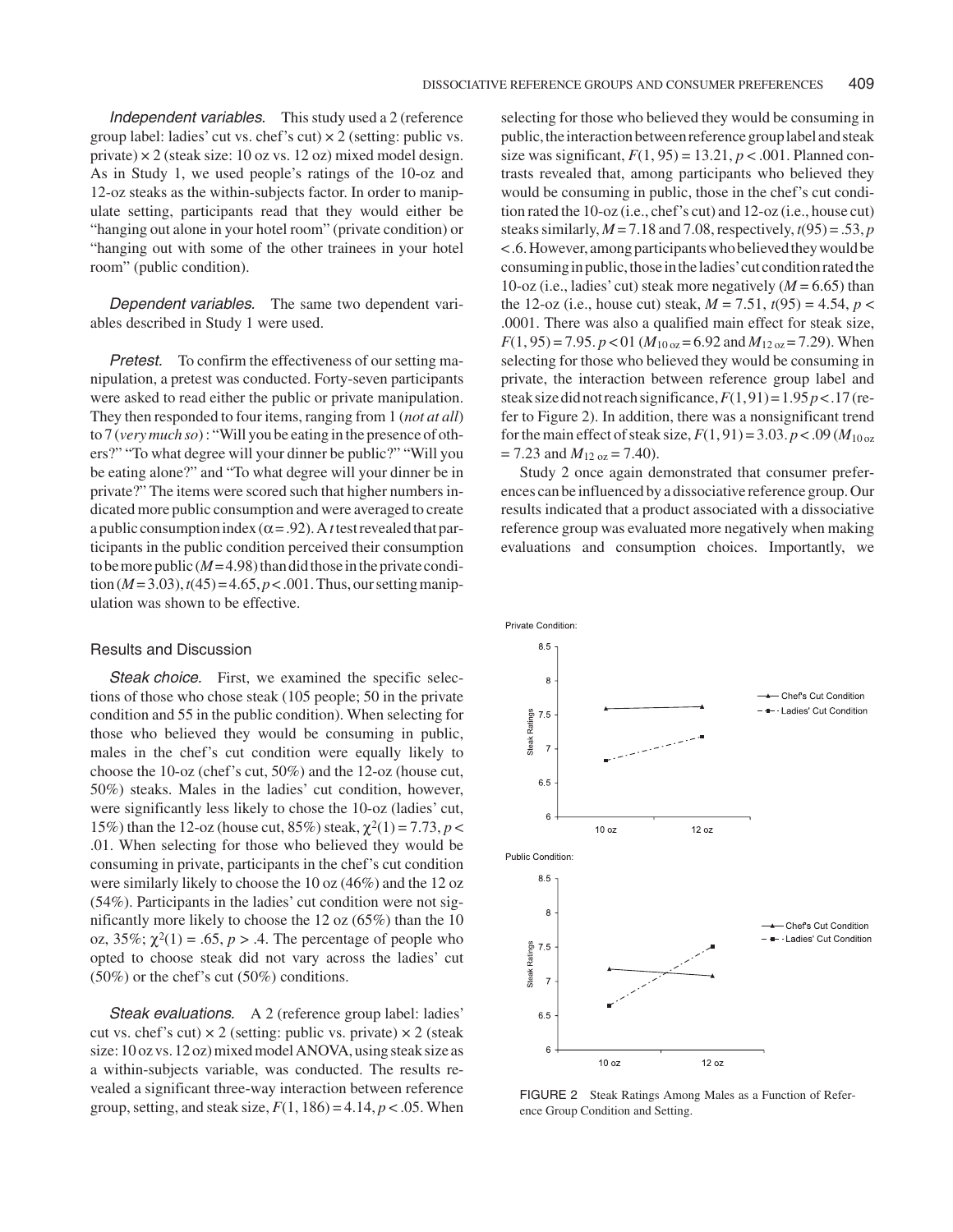*Independent variables.* This study used a 2 (reference group label: ladies' cut vs. chef's cut) × 2 (setting: public vs. private) × 2 (steak size: 10 oz vs. 12 oz) mixed model design. As in Study 1, we used people's ratings of the 10-oz and 12-oz steaks as the within-subjects factor. In order to manipulate setting, participants read that they would either be "hanging out alone in your hotel room" (private condition) or "hanging out with some of the other trainees in your hotel room" (public condition).

*Dependent variables.* The same two dependent variables described in Study 1 were used.

*Pretest.* To confirm the effectiveness of our setting manipulation, a pretest was conducted. Forty-seven participants were asked to read either the public or private manipulation. They then responded to four items, ranging from 1 (*not at all*) to 7 (*very much so*) : "Will you be eating in the presence of others?" "To what degree will your dinner be public?" "Will you be eating alone?" and "To what degree will your dinner be in private?" The items were scored such that higher numbers indicated more public consumption and were averaged to create a public consumption index ($\alpha = .92$). A $t$ test revealed that participants in the public condition perceived their consumption to be more public ($M = 4.98$) than did those in the private condition ($M = 3.03$), $t(45) = 4.65$, $p < .001$. Thus, our setting manipulation was shown to be effective.

### Results and Discussion

*Steak choice.* First, we examined the specific selections of those who chose steak (105 people; 50 in the private condition and 55 in the public condition). When selecting for those who believed they would be consuming in public, males in the chef's cut condition were equally likely to choose the 10-oz (chef's cut, 50%) and the 12-oz (house cut, 50%) steaks. Males in the ladies' cut condition, however, were significantly less likely to chose the 10-oz (ladies' cut, 15%) than the 12-oz (house cut, 85%) steak, $\chi^2(1) = 7.73$, $p < .01$. When selecting for those who believed they would be consuming in private, participants in the chef's cut condition were similarly likely to choose the 10 oz (46%) and the 12 oz (54%). Participants in the ladies' cut condition were not significantly more likely to choose the 12 oz (65%) than the 10 oz, 35%; $\chi^2(1) = .65$, $p > .4$. The percentage of people who opted to choose steak did not vary across the ladies' cut (50%) or the chef's cut (50%) conditions.

*Steak evaluations.* A 2 (reference group label: ladies' cut vs. chef's cut) × 2 (setting: public vs. private) × 2 (steak size: 10 oz vs. 12 oz) mixed model ANOVA, using steak size as a within-subjects variable, was conducted. The results revealed a significant three-way interaction between reference group, setting, and steak size, $F(1, 186) = 4.14$, $p < .05$. When selecting for those who believed they would be consuming in public, the interaction between reference group label and steak size was significant, $F(1, 95) = 13.21$, $p < .001$. Planned contrasts revealed that, among participants who believed they would be consuming in public, those in the chef's cut condition rated the 10-oz (i.e., chef's cut) and 12-oz (i.e., house cut) steaks similarly, $M = 7.18$ and 7.08, respectively, $t(95) = .53$, $p < .6$. However, among participants who believed they would be consuming in public, those in the ladies' cut condition rated the 10-oz (i.e., ladies' cut) steak more negatively ($M = 6.65$) than the 12-oz (i.e., house cut) steak, $M = 7.51$, $t(95) = 4.54$, $p < .0001$. There was also a qualified main effect for steak size, $F(1, 95) = 7.95$. $p < 01$ ($M_{10\,oz} = 6.92$ and $M_{12\,oz} = 7.29$). When selecting for those who believed they would be consuming in private, the interaction between reference group label and steak size did not reach significance, $F(1, 91) = 1.95$ $p < .17$ (refer to Figure 2). In addition, there was a nonsignificant trend for the main effect of steak size, $F(1, 91) = 3.03$. $p < .09$ ($M_{10\,oz} = 7.23$ and $M_{12\,oz} = 7.40$).

Study 2 once again demonstrated that consumer preferences can be influenced by a dissociative reference group. Our results indicated that a product associated with a dissociative reference group was evaluated more negatively when making evaluations and consumption choices. Importantly, we

FIGURE 2 Steak Ratings Among Males as a Function of Reference Group Condition and Setting.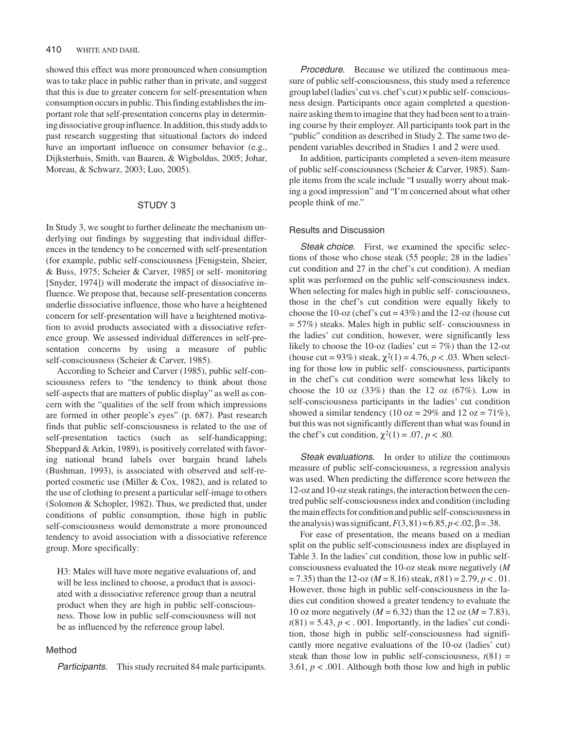showed this effect was more pronounced when consumption was to take place in public rather than in private, and suggest that this is due to greater concern for self-presentation when consumption occurs in public. This finding establishes the important role that self-presentation concerns play in determining dissociative group influence. In addition, this study adds to past research suggesting that situational factors do indeed have an important influence on consumer behavior (e.g., Dijksterhuis, Smith, van Baaren, & Wigboldus, 2005; Johar, Moreau, & Schwarz, 2003; Luo, 2005).

## STUDY 3

In Study 3, we sought to further delineate the mechanism underlying our findings by suggesting that individual differences in the tendency to be concerned with self-presentation (for example, public self-consciousness [Fenigstein, Sheier, & Buss, 1975; Scheier & Carver, 1985] or self- monitoring [Snyder, 1974]) will moderate the impact of dissociative influence. We propose that, because self-presentation concerns underlie dissociative influence, those who have a heightened concern for self-presentation will have a heightened motivation to avoid products associated with a dissociative reference group. We assessed individual differences in self-presentation concerns by using a measure of public self-consciousness (Scheier & Carver, 1985).

According to Scheier and Carver (1985), public self-consciousness refers to "the tendency to think about those self-aspects that are matters of public display" as well as concern with the "qualities of the self from which impressions are formed in other people's eyes" (p. 687). Past research finds that public self-consciousness is related to the use of self-presentation tactics (such as self-handicapping; Sheppard & Arkin, 1989), is positively correlated with favoring national brand labels over bargain brand labels (Bushman, 1993), is associated with observed and self-reported cosmetic use (Miller & Cox, 1982), and is related to the use of clothing to present a particular self-image to others (Solomon & Schopler, 1982). Thus, we predicted that, under conditions of public consumption, those high in public self-consciousness would demonstrate a more pronounced tendency to avoid association with a dissociative reference group. More specifically:

> H3: Males will have more negative evaluations of, and will be less inclined to choose, a product that is associated with a dissociative reference group than a neutral product when they are high in public self-consciousness. Those low in public self-consciousness will not be as influenced by the reference group label.

### Method

*Participants.* This study recruited 84 male participants.

*Procedure.* Because we utilized the continuous measure of public self-consciousness, this study used a reference group label (ladies' cut vs. chef's cut) × public self- consciousness design. Participants once again completed a questionnaire asking them to imagine that they had been sent to a training course by their employer. All participants took part in the "public" condition as described in Study 2. The same two dependent variables described in Studies 1 and 2 were used.

In addition, participants completed a seven-item measure of public self-consciousness (Scheier & Carver, 1985). Sample items from the scale include "I usually worry about making a good impression" and "I'm concerned about what other people think of me."

### Results and Discussion

*Steak choice.* First, we examined the specific selections of those who chose steak (55 people; 28 in the ladies' cut condition and 27 in the chef's cut condition). A median split was performed on the public self-consciousness index. When selecting for males high in public self- consciousness, those in the chef's cut condition were equally likely to choose the 10-oz (chef's cut = 43%) and the 12-oz (house cut = 57%) steaks. Males high in public self- consciousness in the ladies' cut condition, however, were significantly less likely to choose the 10-oz (ladies' cut = 7%) than the 12-oz (house cut = 93%) steak, $\chi^2(1) = 4.76$, $p < .03$. When selecting for those low in public self- consciousness, participants in the chef's cut condition were somewhat less likely to choose the 10 oz (33%) than the 12 oz (67%). Low in self-consciousness participants in the ladies' cut condition showed a similar tendency (10 oz = 29% and 12 oz = 71%), but this was not significantly different than what was found in the chef's cut condition, $\chi^2(1) = .07$, $p < .80$.

*Steak evaluations.* In order to utilize the continuous measure of public self-consciousness, a regression analysis was used. When predicting the difference score between the 12-oz and 10-oz steak ratings, the interaction between the centred public self-consciousness index and condition (including the main effects for condition and public self-consciousness in the analysis) was significant, $F(3, 81) = 6.85$, $p < .02$, $\beta = .38$.

For ease of presentation, the means based on a median split on the public self-consciousness index are displayed in Table 3. In the ladies' cut condition, those low in public self-consciousness evaluated the 10-oz steak more negatively ($M = 7.35$) than the 12-oz ($M = 8.16$) steak, $t(81) = 2.79$, $p < .01$. However, those high in public self-consciousness in the ladies cut condition showed a greater tendency to evaluate the 10 oz more negatively ($M = 6.32$) than the 12 oz ($M = 7.83$), $t(81) = 5.43$, $p < .001$. Importantly, in the ladies' cut condition, those high in public self-consciousness had significantly more negative evaluations of the 10-oz (ladies' cut) steak than those low in public self-consciousness, $t(81) = 3.61$, $p < .001$. Although both those low and high in public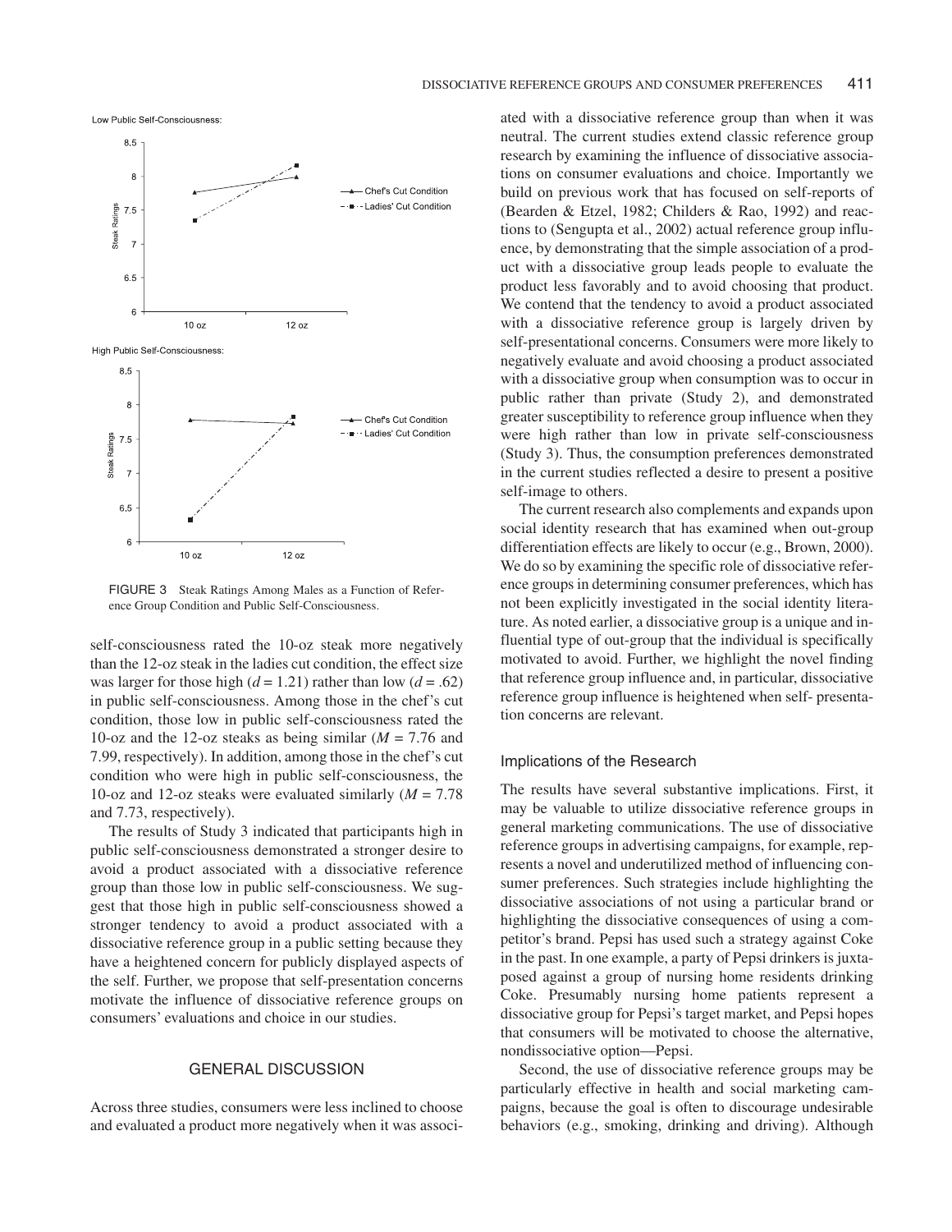FIGURE 3 Steak Ratings Among Males as a Function of Reference Group Condition and Public Self-Consciousness.

self-consciousness rated the 10-oz steak more negatively than the 12-oz steak in the ladies cut condition, the effect size was larger for those high ($d$ = 1.21) rather than low ($d$ = .62) in public self-consciousness. Among those in the chef's cut condition, those low in public self-consciousness rated the 10-oz and the 12-oz steaks as being similar ($M$ = 7.76 and 7.99, respectively). In addition, among those in the chef's cut condition who were high in public self-consciousness, the 10-oz and 12-oz steaks were evaluated similarly ($M$ = 7.78 and 7.73, respectively).

The results of Study 3 indicated that participants high in public self-consciousness demonstrated a stronger desire to avoid a product associated with a dissociative reference group than those low in public self-consciousness. We suggest that those high in public self-consciousness showed a stronger tendency to avoid a product associated with a dissociative reference group in a public setting because they have a heightened concern for publicly displayed aspects of the self. Further, we propose that self-presentation concerns motivate the influence of dissociative reference groups on consumers' evaluations and choice in our studies.

## GENERAL DISCUSSION

Across three studies, consumers were less inclined to choose and evaluated a product more negatively when it was associated with a dissociative reference group than when it was neutral. The current studies extend classic reference group research by examining the influence of dissociative associations on consumer evaluations and choice. Importantly we build on previous work that has focused on self-reports of (Bearden & Etzel, 1982; Childers & Rao, 1992) and reactions to (Sengupta et al., 2002) actual reference group influence, by demonstrating that the simple association of a product with a dissociative group leads people to evaluate the product less favorably and to avoid choosing that product. We contend that the tendency to avoid a product associated with a dissociative reference group is largely driven by self-presentational concerns. Consumers were more likely to negatively evaluate and avoid choosing a product associated with a dissociative group when consumption was to occur in public rather than private (Study 2), and demonstrated greater susceptibility to reference group influence when they were high rather than low in private self-consciousness (Study 3). Thus, the consumption preferences demonstrated in the current studies reflected a desire to present a positive self-image to others.

The current research also complements and expands upon social identity research that has examined when out-group differentiation effects are likely to occur (e.g., Brown, 2000). We do so by examining the specific role of dissociative reference groups in determining consumer preferences, which has not been explicitly investigated in the social identity literature. As noted earlier, a dissociative group is a unique and influential type of out-group that the individual is specifically motivated to avoid. Further, we highlight the novel finding that reference group influence and, in particular, dissociative reference group influence is heightened when self- presentation concerns are relevant.

### Implications of the Research

The results have several substantive implications. First, it may be valuable to utilize dissociative reference groups in general marketing communications. The use of dissociative reference groups in advertising campaigns, for example, represents a novel and underutilized method of influencing consumer preferences. Such strategies include highlighting the dissociative associations of not using a particular brand or highlighting the dissociative consequences of using a competitor's brand. Pepsi has used such a strategy against Coke in the past. In one example, a party of Pepsi drinkers is juxtaposed against a group of nursing home residents drinking Coke. Presumably nursing home patients represent a dissociative group for Pepsi's target market, and Pepsi hopes that consumers will be motivated to choose the alternative, nondissociative option—Pepsi.

Second, the use of dissociative reference groups may be particularly effective in health and social marketing campaigns, because the goal is often to discourage undesirable behaviors (e.g., smoking, drinking and driving). Although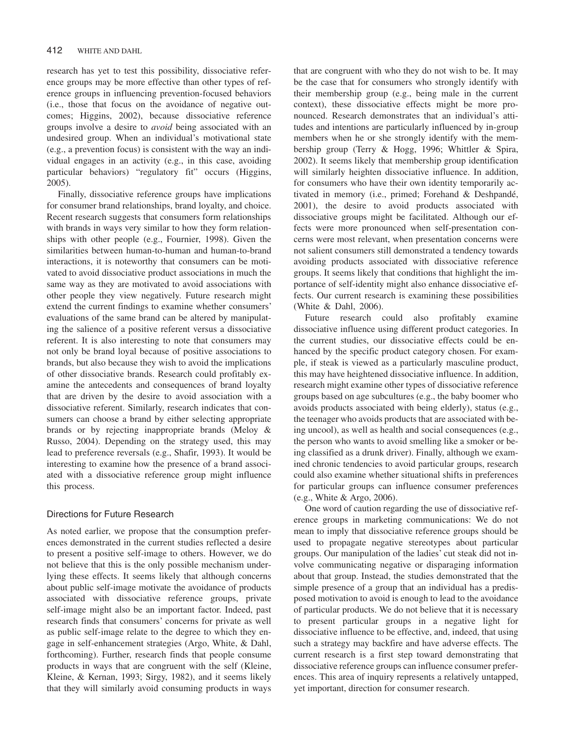research has yet to test this possibility, dissociative reference groups may be more effective than other types of reference groups in influencing prevention-focused behaviors (i.e., those that focus on the avoidance of negative outcomes; Higgins, 2002), because dissociative reference groups involve a desire to *avoid* being associated with an undesired group. When an individual's motivational state (e.g., a prevention focus) is consistent with the way an individual engages in an activity (e.g., in this case, avoiding particular behaviors) "regulatory fit" occurs (Higgins, 2005).

Finally, dissociative reference groups have implications for consumer brand relationships, brand loyalty, and choice. Recent research suggests that consumers form relationships with brands in ways very similar to how they form relationships with other people (e.g., Fournier, 1998). Given the similarities between human-to-human and human-to-brand interactions, it is noteworthy that consumers can be motivated to avoid dissociative product associations in much the same way as they are motivated to avoid associations with other people they view negatively. Future research might extend the current findings to examine whether consumers' evaluations of the same brand can be altered by manipulating the salience of a positive referent versus a dissociative referent. It is also interesting to note that consumers may not only be brand loyal because of positive associations to brands, but also because they wish to avoid the implications of other dissociative brands. Research could profitably examine the antecedents and consequences of brand loyalty that are driven by the desire to avoid association with a dissociative referent. Similarly, research indicates that consumers can choose a brand by either selecting appropriate brands or by rejecting inappropriate brands (Meloy & Russo, 2004). Depending on the strategy used, this may lead to preference reversals (e.g., Shafir, 1993). It would be interesting to examine how the presence of a brand associated with a dissociative reference group might influence this process.

## Directions for Future Research

As noted earlier, we propose that the consumption preferences demonstrated in the current studies reflected a desire to present a positive self-image to others. However, we do not believe that this is the only possible mechanism underlying these effects. It seems likely that although concerns about public self-image motivate the avoidance of products associated with dissociative reference groups, private self-image might also be an important factor. Indeed, past research finds that consumers' concerns for private as well as public self-image relate to the degree to which they engage in self-enhancement strategies (Argo, White, & Dahl, forthcoming). Further, research finds that people consume products in ways that are congruent with the self (Kleine, Kleine, & Kernan, 1993; Sirgy, 1982), and it seems likely that they will similarly avoid consuming products in ways that are congruent with who they do not wish to be. It may be the case that for consumers who strongly identify with their membership group (e.g., being male in the current context), these dissociative effects might be more pronounced. Research demonstrates that an individual's attitudes and intentions are particularly influenced by in-group members when he or she strongly identify with the membership group (Terry & Hogg, 1996; Whittler & Spira, 2002). It seems likely that membership group identification will similarly heighten dissociative influence. In addition, for consumers who have their own identity temporarily activated in memory (i.e., primed; Forehand & Deshpandé, 2001), the desire to avoid products associated with dissociative groups might be facilitated. Although our effects were more pronounced when self-presentation concerns were most relevant, when presentation concerns were not salient consumers still demonstrated a tendency towards avoiding products associated with dissociative reference groups. It seems likely that conditions that highlight the importance of self-identity might also enhance dissociative effects. Our current research is examining these possibilities (White & Dahl, 2006).

Future research could also profitably examine dissociative influence using different product categories. In the current studies, our dissociative effects could be enhanced by the specific product category chosen. For example, if steak is viewed as a particularly masculine product, this may have heightened dissociative influence. In addition, research might examine other types of dissociative reference groups based on age subcultures (e.g., the baby boomer who avoids products associated with being elderly), status (e.g., the teenager who avoids products that are associated with being uncool), as well as health and social consequences (e.g., the person who wants to avoid smelling like a smoker or being classified as a drunk driver). Finally, although we examined chronic tendencies to avoid particular groups, research could also examine whether situational shifts in preferences for particular groups can influence consumer preferences (e.g., White & Argo, 2006).

One word of caution regarding the use of dissociative reference groups in marketing communications: We do not mean to imply that dissociative reference groups should be used to propagate negative stereotypes about particular groups. Our manipulation of the ladies' cut steak did not involve communicating negative or disparaging information about that group. Instead, the studies demonstrated that the simple presence of a group that an individual has a predisposed motivation to avoid is enough to lead to the avoidance of particular products. We do not believe that it is necessary to present particular groups in a negative light for dissociative influence to be effective, and, indeed, that using such a strategy may backfire and have adverse effects. The current research is a first step toward demonstrating that dissociative reference groups can influence consumer preferences. This area of inquiry represents a relatively untapped, yet important, direction for consumer research.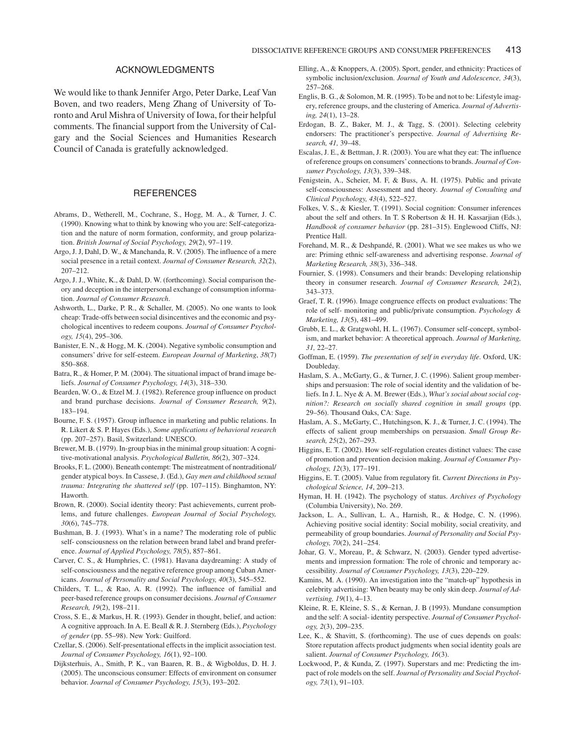## ACKNOWLEDGMENTS

We would like to thank Jennifer Argo, Peter Darke, Leaf Van Boven, and two readers, Meng Zhang of University of Toronto and Arul Mishra of University of Iowa, for their helpful comments. The financial support from the University of Calgary and the Social Sciences and Humanities Research Council of Canada is gratefully acknowledged.

## REFERENCES

Abrams, D., Wetherell, M., Cochrane, S., Hogg, M. A., & Turner, J. C. (1990). Knowing what to think by knowing who you are: Self-categorization and the nature of norm formation, conformity, and group polarization. *British Journal of Social Psychology, 29*(2), 97–119.

Argo, J. J, Dahl, D. W., & Manchanda, R. V. (2005). The influence of a mere social presence in a retail context. *Journal of Consumer Research, 32*(2), 207–212.

Argo, J. J., White, K., & Dahl, D. W. (forthcoming). Social comparison theory and deception in the interpersonal exchange of consumption information. *Journal of Consumer Research*.

Ashworth, L., Darke, P. R., & Schaller, M. (2005). No one wants to look cheap: Trade-offs between social disincentives and the economic and psychological incentives to redeem coupons. *Journal of Consumer Psychology, 15*(4), 295–306.

Banister, E. N., & Hogg, M. K. (2004). Negative symbolic consumption and consumers' drive for self-esteem. *European Journal of Marketing*, *38*(7) 850–868.

Batra, R., & Homer, P. M. (2004). The situational impact of brand image beliefs. *Journal of Consumer Psychology, 14*(3), 318–330.

Bearden, W. O., & Etzel M. J. (1982). Reference group influence on product and brand purchase decisions. *Journal of Consumer Research, 9*(2), 183–194.

Bourne, F. S. (1957). Group influence in marketing and public relations. In R. Likert & S. P. Hayes (Eds.), *Some applications of behavioral research* (pp. 207–257). Basil, Switzerland: UNESCO.

Brewer, M. B. (1979). In-group bias in the minimal group situation: A cognitive-motivational analysis. *Psychological Bulletin, 86*(2), 307–324.

Brooks, F. L. (2000). Beneath contempt: The mistreatment of nontraditional/gender atypical boys. In Cassese, J. (Ed.), *Gay men and childhood sexual trauma: Integrating the shattered self* (pp. 107–115). Binghamton, NY: Haworth.

Brown, R. (2000). Social identity theory: Past achievements, current problems, and future challenges. *European Journal of Social Psychology, 30*(6), 745–778.

Bushman, B. J. (1993). What's in a name? The moderating role of public self- consciousness on the relation between brand label and brand preference. *Journal of Applied Psychology, 78*(5), 857–861.

Carver, C. S., & Humphries, C. (1981). Havana daydreaming: A study of self-consciousness and the negative reference group among Cuban Americans. *Journal of Personality and Social Psychology, 40*(3), 545–552.

Childers, T. L., & Rao, A. R. (1992). The influence of familial and peer-based reference groups on consumer decisions. *Journal of Consumer Research, 19*(2), 198–211.

Cross, S. E., & Markus, H. R. (1993). Gender in thought, belief, and action: A cognitive approach. In A. E. Beall & R. J. Sternberg (Eds.), *Psychology of gender* (pp. 55–98). New York: Guilford.

Czellar, S. (2006). Self-presentational effects in the implicit association test. *Journal of Consumer Psychology, 16*(1), 92–100.

Dijksterhuis, A., Smith, P. K., van Baaren, R. B., & Wigboldus, D. H. J. (2005). The unconscious consumer: Effects of environment on consumer behavior. *Journal of Consumer Psychology, 15*(3), 193–202.

Elling, A., & Knoppers, A. (2005). Sport, gender, and ethnicity: Practices of symbolic inclusion/exclusion. *Journal of Youth and Adolescence, 34*(3), 257–268.

Englis, B. G., & Solomon, M. R. (1995). To be and not to be: Lifestyle imagery, reference groups, and the clustering of America. *Journal of Advertising, 24*(1), 13–28.

Erdogan, B. Z., Baker, M. J., & Tagg, S. (2001). Selecting celebrity endorsers: The practitioner's perspective. *Journal of Advertising Research, 41,* 39–48.

Escalas, J. E., & Bettman, J. R. (2003). You are what they eat: The influence of reference groups on consumers' connections to brands. *Journal of Consumer Psychology, 13*(3), 339–348.

Fenigstein, A., Scheier, M. F, & Buss, A. H. (1975). Public and private self-consciousness: Assessment and theory. *Journal of Consulting and Clinical Psychology, 43*(4), 522–527.

Folkes, V. S., & Kiesler, T. (1991). Social cognition: Consumer inferences about the self and others. In T. S Robertson & H. H. Kassarjian (Eds.), *Handbook of consumer behavior* (pp. 281–315). Englewood Cliffs, NJ: Prentice Hall.

Forehand, M. R., & Deshpandé, R. (2001). What we see makes us who we are: Priming ethnic self-awareness and advertising response. *Journal of Marketing Research, 38*(3), 336–348.

Fournier, S. (1998). Consumers and their brands: Developing relationship theory in consumer research. *Journal of Consumer Research, 24*(2), 343–373.

Graef, T. R. (1996). Image congruence effects on product evaluations: The role of self- monitoring and public/private consumption. *Psychology & Marketing, 13*(5), 481–499.

Grubb, E. L., & Gratgwohl, H. L. (1967). Consumer self-concept, symbolism, and market behavior: A theoretical approach. *Journal of Marketing, 31,* 22–27.

Goffman, E. (1959). *The presentation of self in everyday life*. Oxford, UK: Doubleday.

Haslam, S. A., McGarty, G., & Turner, J. C. (1996). Salient group memberships and persuasion: The role of social identity and the validation of beliefs. In J. L. Nye & A. M. Brewer (Eds.), *What's social about social cognition?: Research on socially shared cognition in small groups* (pp. 29–56). Thousand Oaks, CA: Sage.

Haslam, A. S., McGarty, C., Hutchingson, K. J., & Turner, J. C. (1994). The effects of salient group memberships on persuasion. *Small Group Research, 25*(2), 267–293.

Higgins, E. T. (2002). How self-regulation creates distinct values: The case of promotion and prevention decision making. *Journal of Consumer Psychology, 12*(3), 177–191.

Higgins, E. T. (2005). Value from regulatory fit. *Current Directions in Psychological Science, 14*, 209–213.

Hyman, H. H. (1942). The psychology of status. *Archives of Psychology* (Columbia University), No. 269.

Jackson, L. A., Sullivan, L. A., Harnish, R., & Hodge, C. N. (1996). Achieving positive social identity: Social mobility, social creativity, and permeability of group boundaries. *Journal of Personality and Social Psychology, 70*(2), 241–254.

Johar, G. V., Moreau, P., & Schwarz, N. (2003). Gender typed advertisements and impression formation: The role of chronic and temporary accessibility. *Journal of Consumer Psychology, 13*(3), 220–229.

Kamins, M. A. (1990). An investigation into the "match-up" hypothesis in celebrity advertising: When beauty may be only skin deep. *Journal of Advertising, 19*(1), 4–13.

Kleine, R. E, Kleine, S. S., & Kernan, J. B (1993). Mundane consumption and the self: A social- identity perspective. *Journal of Consumer Psychology, 2*(3), 209–235.

Lee, K., & Shavitt, S. (forthcoming). The use of cues depends on goals: Store reputation affects product judgments when social identity goals are salient. *Journal of Consumer Psychology, 16*(3).

Lockwood, P., & Kunda, Z. (1997). Superstars and me: Predicting the impact of role models on the self. *Journal of Personality and Social Psychology, 73*(1), 91–103.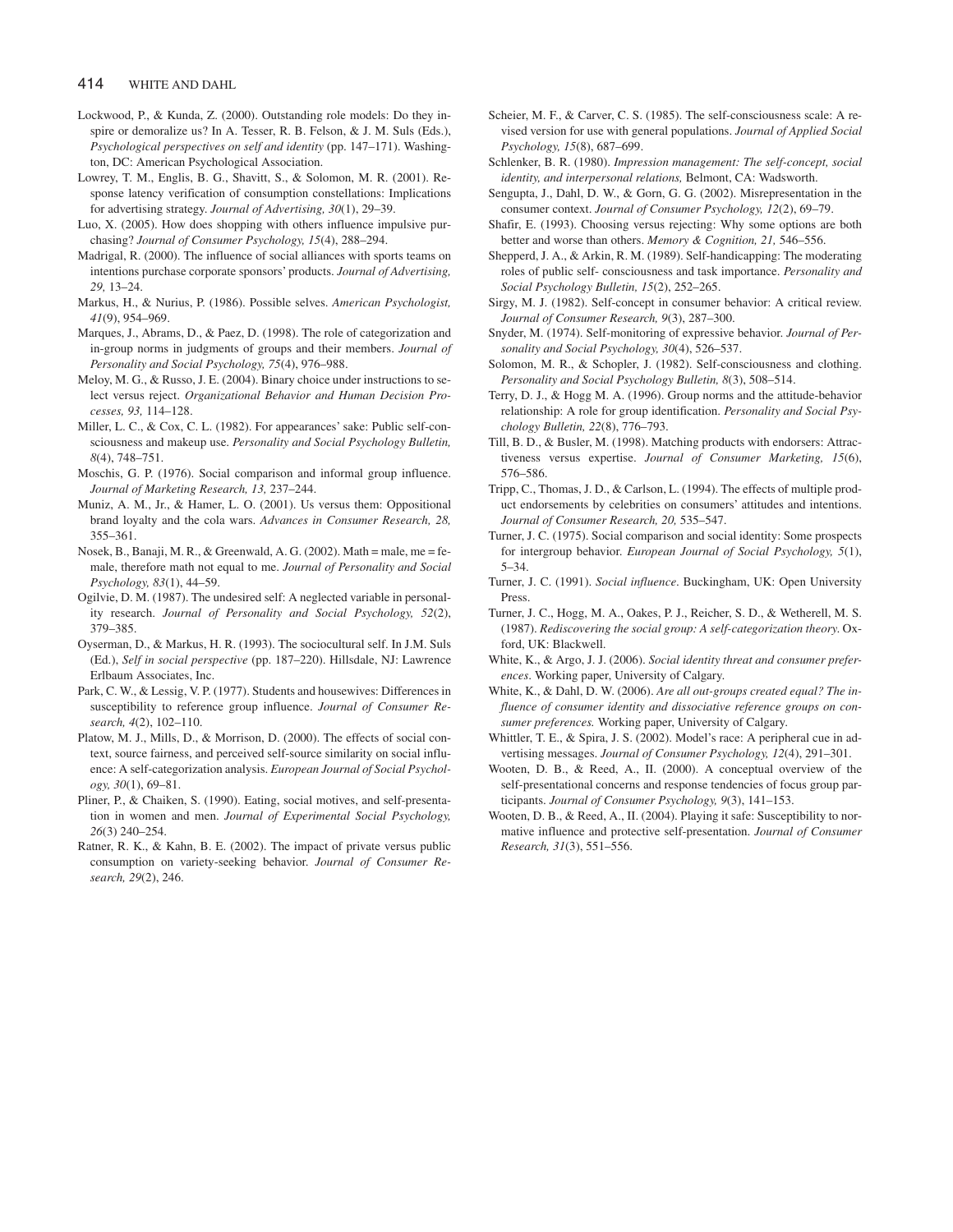Lockwood, P., & Kunda, Z. (2000). Outstanding role models: Do they inspire or demoralize us? In A. Tesser, R. B. Felson, & J. M. Suls (Eds.), *Psychological perspectives on self and identity* (pp. 147–171). Washington, DC: American Psychological Association.

Lowrey, T. M., Englis, B. G., Shavitt, S., & Solomon, M. R. (2001). Response latency verification of consumption constellations: Implications for advertising strategy. *Journal of Advertising, 30*(1), 29–39.

Luo, X. (2005). How does shopping with others influence impulsive purchasing? *Journal of Consumer Psychology, 15*(4), 288–294.

Madrigal, R. (2000). The influence of social alliances with sports teams on intentions purchase corporate sponsors' products. *Journal of Advertising, 29,* 13–24.

Markus, H., & Nurius, P. (1986). Possible selves. *American Psychologist, 41*(9), 954–969.

Marques, J., Abrams, D., & Paez, D. (1998). The role of categorization and in-group norms in judgments of groups and their members. *Journal of Personality and Social Psychology, 75*(4), 976–988.

Meloy, M. G., & Russo, J. E. (2004). Binary choice under instructions to select versus reject. *Organizational Behavior and Human Decision Processes, 93,* 114–128.

Miller, L. C., & Cox, C. L. (1982). For appearances' sake: Public self-consciousness and makeup use. *Personality and Social Psychology Bulletin, 8*(4), 748–751.

Moschis, G. P. (1976). Social comparison and informal group influence. *Journal of Marketing Research, 13,* 237–244.

Muniz, A. M., Jr., & Hamer, L. O. (2001). Us versus them: Oppositional brand loyalty and the cola wars. *Advances in Consumer Research, 28,* 355–361.

Nosek, B., Banaji, M. R., & Greenwald, A. G. (2002). Math = male, me = female, therefore math not equal to me. *Journal of Personality and Social Psychology, 83*(1), 44–59.

Ogilvie, D. M. (1987). The undesired self: A neglected variable in personality research. *Journal of Personality and Social Psychology, 52*(2), 379–385.

Oyserman, D., & Markus, H. R. (1993). The sociocultural self. In J.M. Suls (Ed.), *Self in social perspective* (pp. 187–220). Hillsdale, NJ: Lawrence Erlbaum Associates, Inc.

Park, C. W., & Lessig, V. P. (1977). Students and housewives: Differences in susceptibility to reference group influence. *Journal of Consumer Research, 4*(2), 102–110.

Platow, M. J., Mills, D., & Morrison, D. (2000). The effects of social context, source fairness, and perceived self-source similarity on social influence: A self-categorization analysis. *European Journal of Social Psychology, 30*(1), 69–81.

Pliner, P., & Chaiken, S. (1990). Eating, social motives, and self-presentation in women and men. *Journal of Experimental Social Psychology, 26*(3) 240–254.

Ratner, R. K., & Kahn, B. E. (2002). The impact of private versus public consumption on variety-seeking behavior. *Journal of Consumer Research, 29*(2), 246.

Scheier, M. F., & Carver, C. S. (1985). The self-consciousness scale: A revised version for use with general populations. *Journal of Applied Social Psychology, 15*(8), 687–699.

Schlenker, B. R. (1980). *Impression management: The self-concept, social identity, and interpersonal relations,* Belmont, CA: Wadsworth.

Sengupta, J., Dahl, D. W., & Gorn, G. G. (2002). Misrepresentation in the consumer context. *Journal of Consumer Psychology, 12*(2), 69–79.

Shafir, E. (1993). Choosing versus rejecting: Why some options are both better and worse than others. *Memory & Cognition, 21,* 546–556.

Shepperd, J. A., & Arkin, R. M. (1989). Self-handicapping: The moderating roles of public self- consciousness and task importance. *Personality and Social Psychology Bulletin, 15*(2), 252–265.

Sirgy, M. J. (1982). Self-concept in consumer behavior: A critical review. *Journal of Consumer Research, 9*(3), 287–300.

Snyder, M. (1974). Self-monitoring of expressive behavior. *Journal of Personality and Social Psychology, 30*(4), 526–537.

Solomon, M. R., & Schopler, J. (1982). Self-consciousness and clothing. *Personality and Social Psychology Bulletin, 8*(3), 508–514.

Terry, D. J., & Hogg M. A. (1996). Group norms and the attitude-behavior relationship: A role for group identification. *Personality and Social Psychology Bulletin, 22*(8), 776–793.

Till, B. D., & Busler, M. (1998). Matching products with endorsers: Attractiveness versus expertise. *Journal of Consumer Marketing, 15*(6), 576–586.

Tripp, C., Thomas, J. D., & Carlson, L. (1994). The effects of multiple product endorsements by celebrities on consumers' attitudes and intentions. *Journal of Consumer Research, 20,* 535–547.

Turner, J. C. (1975). Social comparison and social identity: Some prospects for intergroup behavior. *European Journal of Social Psychology, 5*(1), 5–34.

Turner, J. C. (1991). *Social influence*. Buckingham, UK: Open University Press.

Turner, J. C., Hogg, M. A., Oakes, P. J., Reicher, S. D., & Wetherell, M. S. (1987). *Rediscovering the social group: A self-categorization theory*. Oxford, UK: Blackwell.

White, K., & Argo, J. J. (2006). *Social identity threat and consumer preferences*. Working paper, University of Calgary.

White, K., & Dahl, D. W. (2006). *Are all out-groups created equal? The influence of consumer identity and dissociative reference groups on consumer preferences.* Working paper, University of Calgary.

Whittler, T. E., & Spira, J. S. (2002). Model's race: A peripheral cue in advertising messages. *Journal of Consumer Psychology, 12*(4), 291–301.

Wooten, D. B., & Reed, A., II. (2000). A conceptual overview of the self-presentational concerns and response tendencies of focus group participants. *Journal of Consumer Psychology, 9*(3), 141–153.

Wooten, D. B., & Reed, A., II. (2004). Playing it safe: Susceptibility to normative influence and protective self-presentation. *Journal of Consumer Research, 31*(3), 551–556.